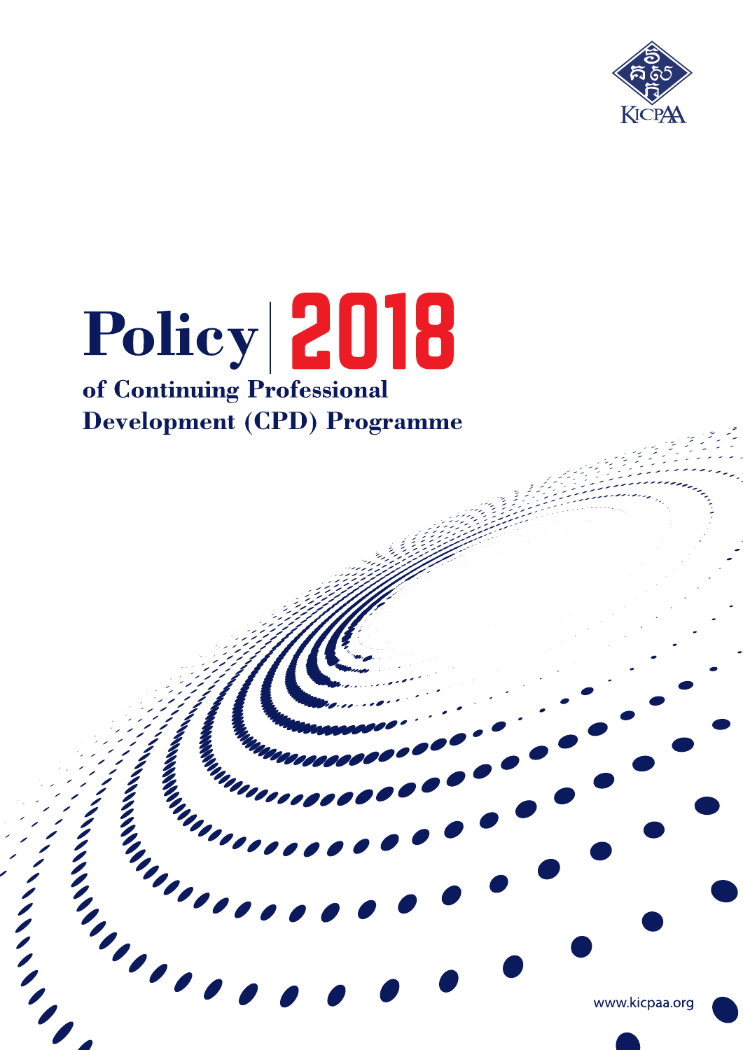KICPAA

# Policy 2018

## of Continuing Professional Development (CPD) Programme

www.kicpaa.org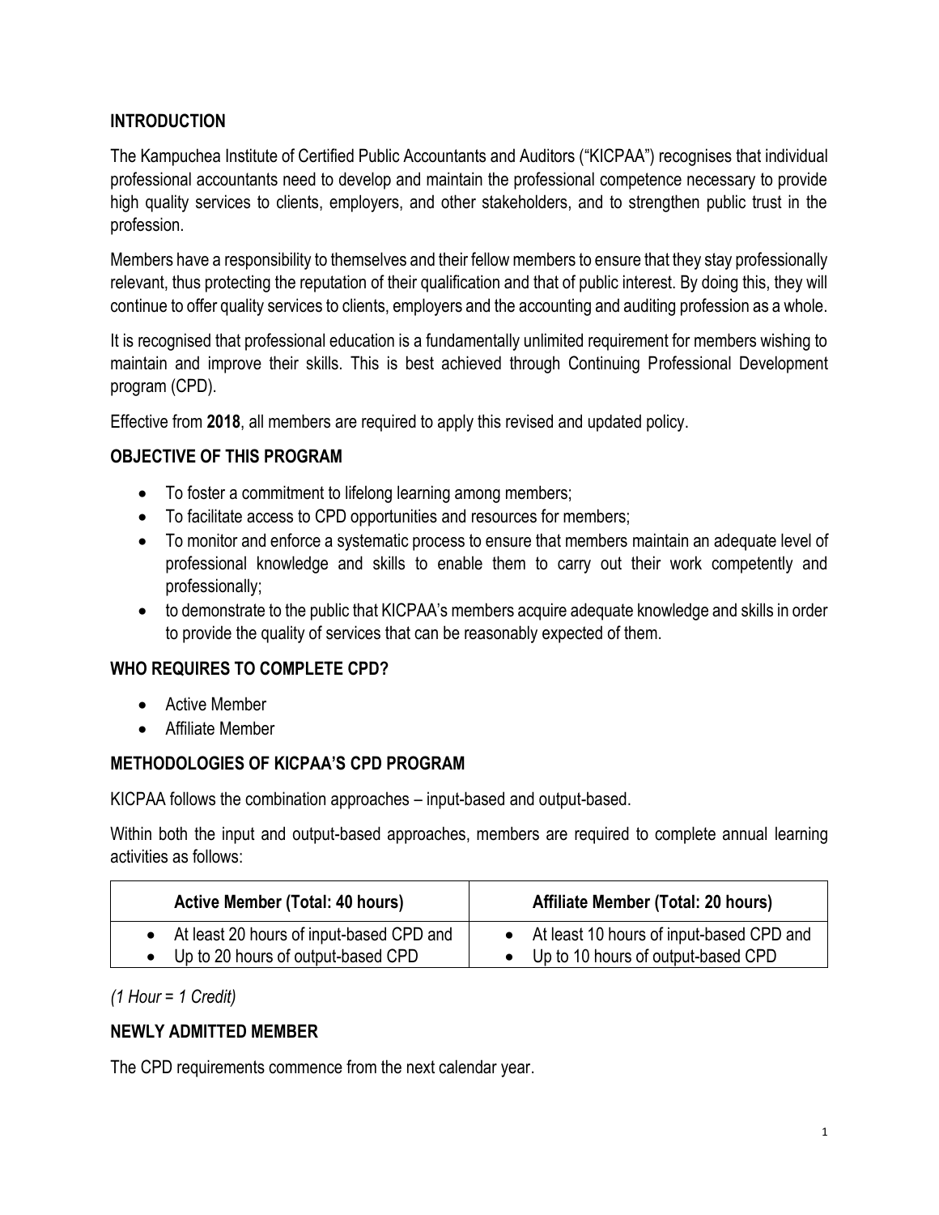## INTRODUCTION

The Kampuchea Institute of Certified Public Accountants and Auditors ("KICPAA") recognises that individual professional accountants need to develop and maintain the professional competence necessary to provide high quality services to clients, employers, and other stakeholders, and to strengthen public trust in the profession.

Members have a responsibility to themselves and their fellow members to ensure that they stay professionally relevant, thus protecting the reputation of their qualification and that of public interest. By doing this, they will continue to offer quality services to clients, employers and the accounting and auditing profession as a whole.

It is recognised that professional education is a fundamentally unlimited requirement for members wishing to maintain and improve their skills. This is best achieved through Continuing Professional Development program (CPD).

Effective from **2018**, all members are required to apply this revised and updated policy.

## OBJECTIVE OF THIS PROGRAM

- To foster a commitment to lifelong learning among members;
- To facilitate access to CPD opportunities and resources for members;
- To monitor and enforce a systematic process to ensure that members maintain an adequate level of professional knowledge and skills to enable them to carry out their work competently and professionally;
- to demonstrate to the public that KICPAA's members acquire adequate knowledge and skills in order to provide the quality of services that can be reasonably expected of them.

## WHO REQUIRES TO COMPLETE CPD?

- Active Member
- Affiliate Member

## METHODOLOGIES OF KICPAA'S CPD PROGRAM

KICPAA follows the combination approaches – input-based and output-based.

Within both the input and output-based approaches, members are required to complete annual learning activities as follows:

| Active Member (Total: 40 hours) | Affiliate Member (Total: 20 hours) |
|---|---|
| • At least 20 hours of input-based CPD and<br>• Up to 20 hours of output-based CPD | • At least 10 hours of input-based CPD and<br>• Up to 10 hours of output-based CPD |

*(1 Hour = 1 Credit)*

## NEWLY ADMITTED MEMBER

The CPD requirements commence from the next calendar year.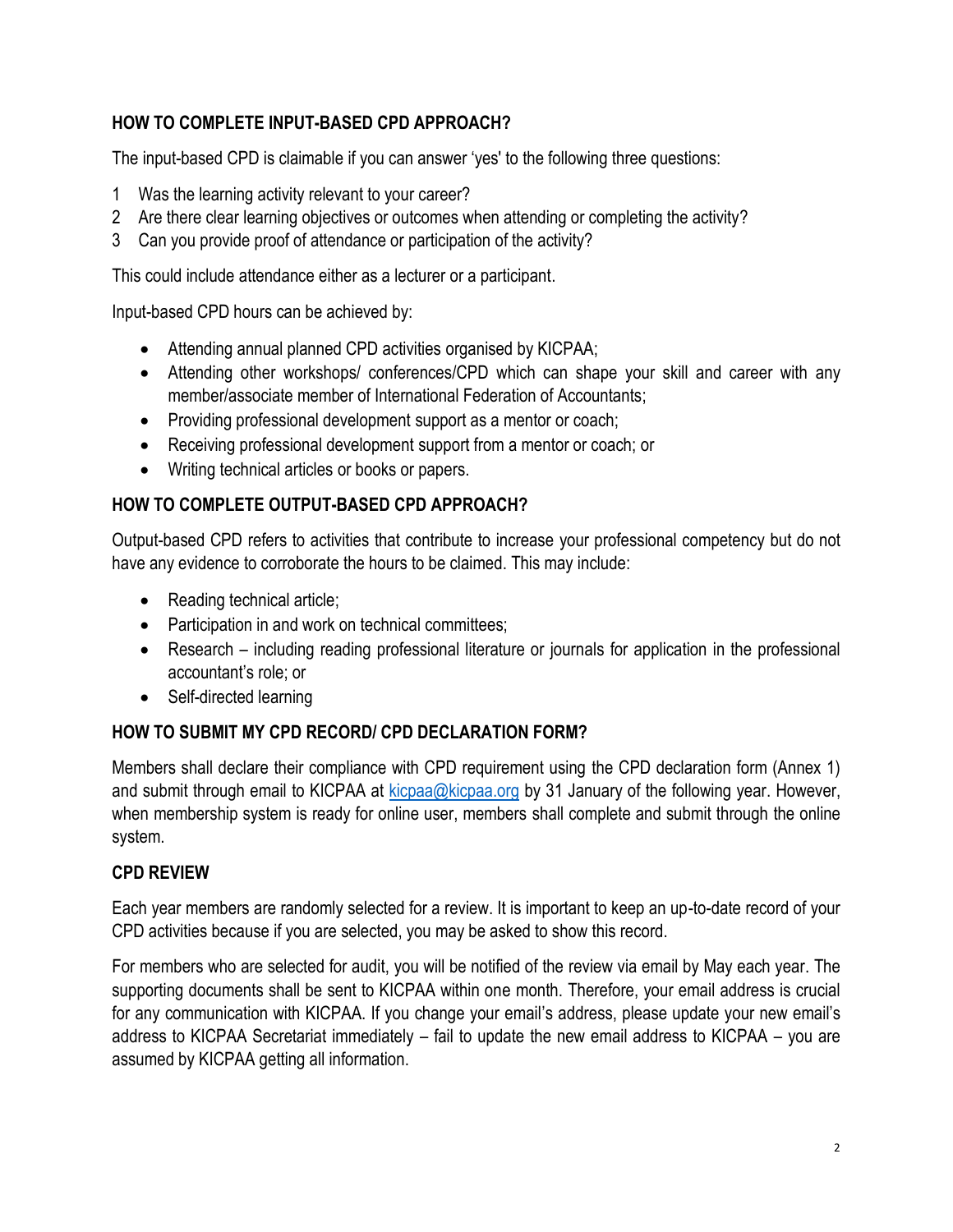## HOW TO COMPLETE INPUT-BASED CPD APPROACH?

The input-based CPD is claimable if you can answer 'yes' to the following three questions:

1. Was the learning activity relevant to your career?
2. Are there clear learning objectives or outcomes when attending or completing the activity?
3. Can you provide proof of attendance or participation of the activity?

This could include attendance either as a lecturer or a participant.

Input-based CPD hours can be achieved by:

- Attending annual planned CPD activities organised by KICPAA;
- Attending other workshops/ conferences/CPD which can shape your skill and career with any member/associate member of International Federation of Accountants;
- Providing professional development support as a mentor or coach;
- Receiving professional development support from a mentor or coach; or
- Writing technical articles or books or papers.

## HOW TO COMPLETE OUTPUT-BASED CPD APPROACH?

Output-based CPD refers to activities that contribute to increase your professional competency but do not have any evidence to corroborate the hours to be claimed. This may include:

- Reading technical article;
- Participation in and work on technical committees;
- Research – including reading professional literature or journals for application in the professional accountant's role; or
- Self-directed learning

## HOW TO SUBMIT MY CPD RECORD/ CPD DECLARATION FORM?

Members shall declare their compliance with CPD requirement using the CPD declaration form (Annex 1) and submit through email to KICPAA at kicpaa@kicpaa.org by 31 January of the following year. However, when membership system is ready for online user, members shall complete and submit through the online system.

## CPD REVIEW

Each year members are randomly selected for a review. It is important to keep an up-to-date record of your CPD activities because if you are selected, you may be asked to show this record.

For members who are selected for audit, you will be notified of the review via email by May each year. The supporting documents shall be sent to KICPAA within one month. Therefore, your email address is crucial for any communication with KICPAA. If you change your email's address, please update your new email's address to KICPAA Secretariat immediately – fail to update the new email address to KICPAA – you are assumed by KICPAA getting all information.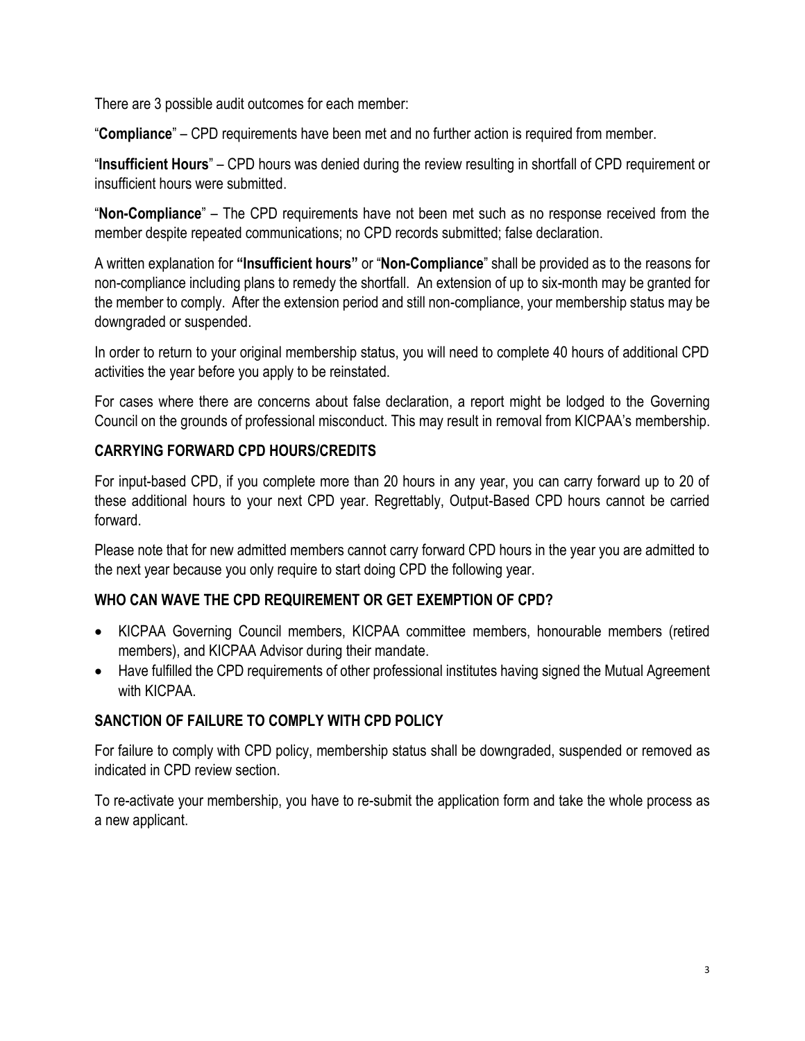There are 3 possible audit outcomes for each member:

“**Compliance**” – CPD requirements have been met and no further action is required from member.

“**Insufficient Hours**” – CPD hours was denied during the review resulting in shortfall of CPD requirement or insufficient hours were submitted.

“**Non-Compliance**” – The CPD requirements have not been met such as no response received from the member despite repeated communications; no CPD records submitted; false declaration.

A written explanation for **“Insufficient hours”** or “**Non-Compliance**” shall be provided as to the reasons for non-compliance including plans to remedy the shortfall. An extension of up to six-month may be granted for the member to comply. After the extension period and still non-compliance, your membership status may be downgraded or suspended.

In order to return to your original membership status, you will need to complete 40 hours of additional CPD activities the year before you apply to be reinstated.

For cases where there are concerns about false declaration, a report might be lodged to the Governing Council on the grounds of professional misconduct. This may result in removal from KICPAA’s membership.

## CARRYING FORWARD CPD HOURS/CREDITS

For input-based CPD, if you complete more than 20 hours in any year, you can carry forward up to 20 of these additional hours to your next CPD year. Regrettably, Output-Based CPD hours cannot be carried forward.

Please note that for new admitted members cannot carry forward CPD hours in the year you are admitted to the next year because you only require to start doing CPD the following year.

## WHO CAN WAVE THE CPD REQUIREMENT OR GET EXEMPTION OF CPD?

- KICPAA Governing Council members, KICPAA committee members, honourable members (retired members), and KICPAA Advisor during their mandate.
- Have fulfilled the CPD requirements of other professional institutes having signed the Mutual Agreement with KICPAA.

## SANCTION OF FAILURE TO COMPLY WITH CPD POLICY

For failure to comply with CPD policy, membership status shall be downgraded, suspended or removed as indicated in CPD review section.

To re-activate your membership, you have to re-submit the application form and take the whole process as a new applicant.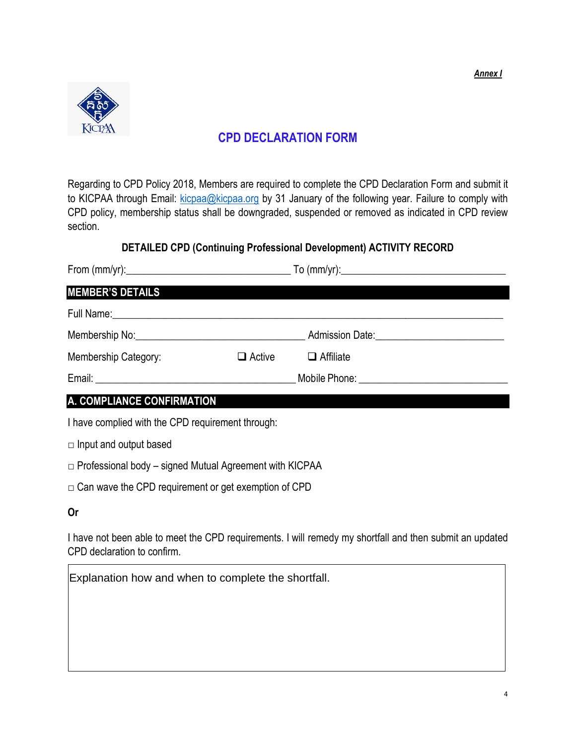*Annex I*

## CPD DECLARATION FORM

Regarding to CPD Policy 2018, Members are required to complete the CPD Declaration Form and submit it to KICPAA through Email: kicpaa@kicpaa.org by 31 January of the following year. Failure to comply with CPD policy, membership status shall be downgraded, suspended or removed as indicated in CPD review section.

### DETAILED CPD (Continuing Professional Development) ACTIVITY RECORD

From (mm/yr):______________________________ To (mm/yr):______________________________

### MEMBER'S DETAILS

Full Name:________________________________________________________________________

Membership No:______________________________ Admission Date:______________________

Membership Category: ☐ Active ☐ Affiliate

Email: ____________________________________ Mobile Phone: ___________________________

### A. COMPLIANCE CONFIRMATION

I have complied with the CPD requirement through:

□ Input and output based

□ Professional body – signed Mutual Agreement with KICPAA

□ Can wave the CPD requirement or get exemption of CPD

**Or**

I have not been able to meet the CPD requirements. I will remedy my shortfall and then submit an updated CPD declaration to confirm.

| Explanation how and when to complete the shortfall. |
|---|
| |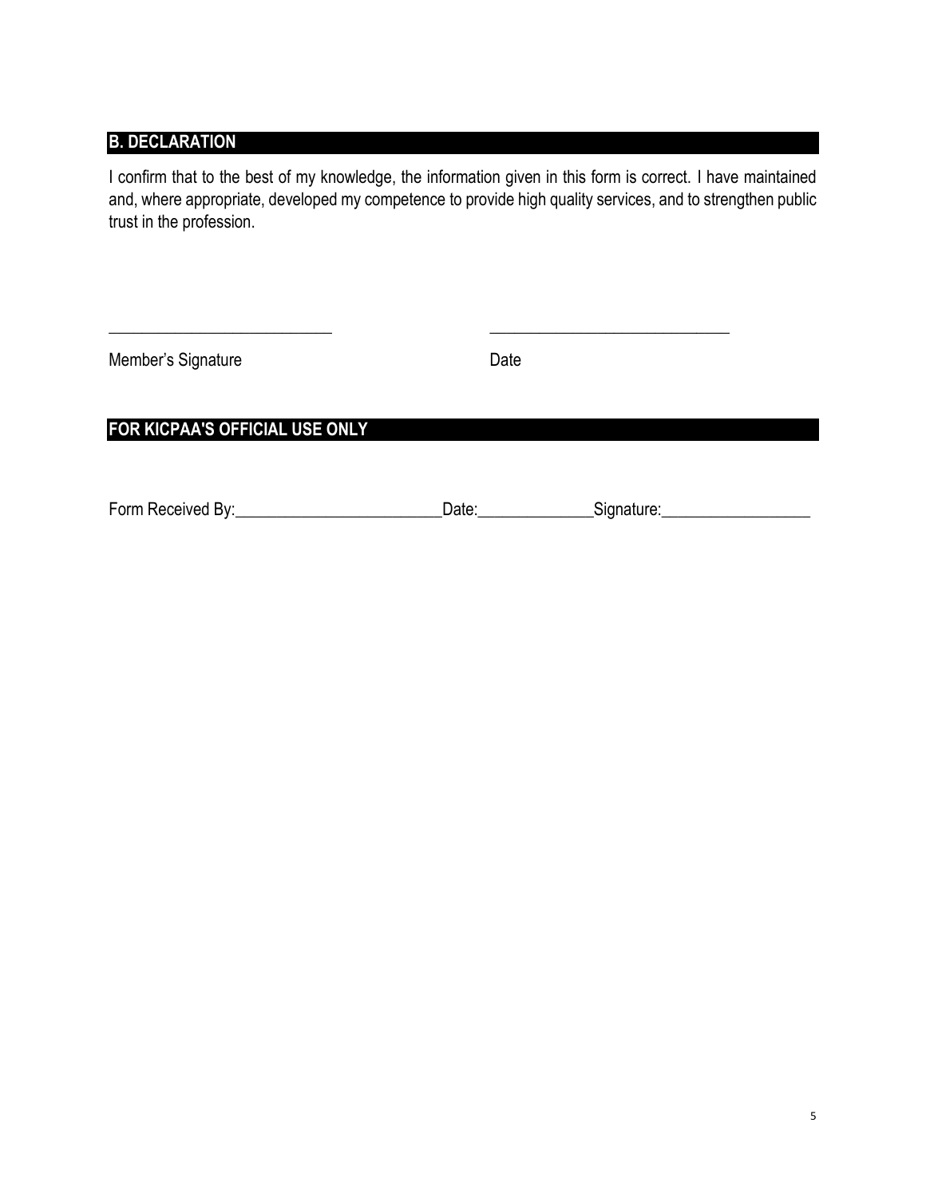## B. DECLARATION

I confirm that to the best of my knowledge, the information given in this form is correct. I have maintained and, where appropriate, developed my competence to provide high quality services, and to strengthen public trust in the profession.

\_\_\_\_\_\_\_\_\_\_\_\_\_\_\_\_\_\_\_\_\_\_\_\_\_\_\_\_ \_\_\_\_\_\_\_\_\_\_\_\_\_\_\_\_\_\_\_\_\_\_\_\_\_\_\_\_\_\_

Member's Signature Date

## FOR KICPAA'S OFFICIAL USE ONLY

Form Received By:\_\_\_\_\_\_\_\_\_\_\_\_\_\_\_\_\_\_\_\_\_\_\_\_\_\_Date:\_\_\_\_\_\_\_\_\_\_\_\_\_\_\_Signature:\_\_\_\_\_\_\_\_\_\_\_\_\_\_\_\_\_\_\_